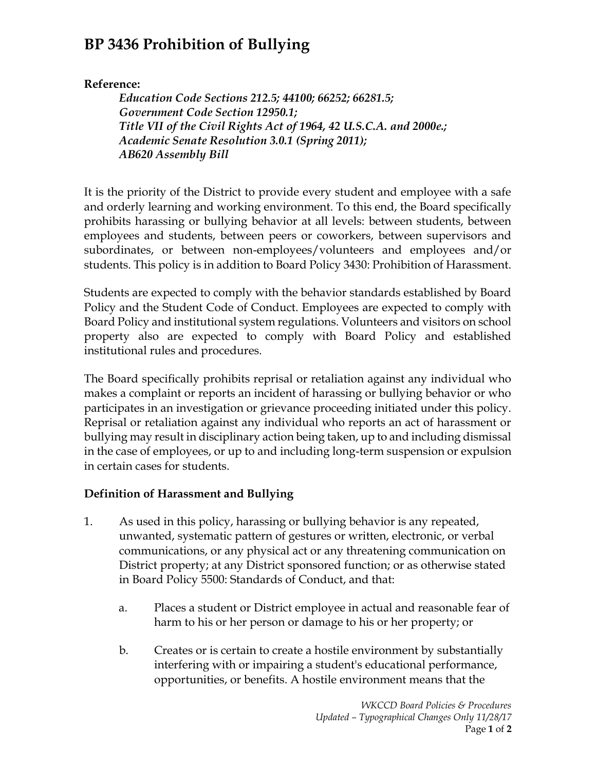# BP 3436 Prohibition of Bullying

**Reference:**

> ***Education Code Sections 212.5; 44100; 66252; 66281.5;***
> ***Government Code Section 12950.1;***
> ***Title VII of the Civil Rights Act of 1964, 42 U.S.C.A. and 2000e.;***
> ***Academic Senate Resolution 3.0.1 (Spring 2011);***
> ***AB620 Assembly Bill***

It is the priority of the District to provide every student and employee with a safe and orderly learning and working environment. To this end, the Board specifically prohibits harassing or bullying behavior at all levels: between students, between employees and students, between peers or coworkers, between supervisors and subordinates, or between non-employees/volunteers and employees and/or students. This policy is in addition to Board Policy 3430: Prohibition of Harassment.

Students are expected to comply with the behavior standards established by Board Policy and the Student Code of Conduct. Employees are expected to comply with Board Policy and institutional system regulations. Volunteers and visitors on school property also are expected to comply with Board Policy and established institutional rules and procedures.

The Board specifically prohibits reprisal or retaliation against any individual who makes a complaint or reports an incident of harassing or bullying behavior or who participates in an investigation or grievance proceeding initiated under this policy. Reprisal or retaliation against any individual who reports an act of harassment or bullying may result in disciplinary action being taken, up to and including dismissal in the case of employees, or up to and including long-term suspension or expulsion in certain cases for students.

## Definition of Harassment and Bullying

1. As used in this policy, harassing or bullying behavior is any repeated, unwanted, systematic pattern of gestures or written, electronic, or verbal communications, or any physical act or any threatening communication on District property; at any District sponsored function; or as otherwise stated in Board Policy 5500: Standards of Conduct, and that:

   a. Places a student or District employee in actual and reasonable fear of harm to his or her person or damage to his or her property; or

   b. Creates or is certain to create a hostile environment by substantially interfering with or impairing a student's educational performance, opportunities, or benefits. A hostile environment means that the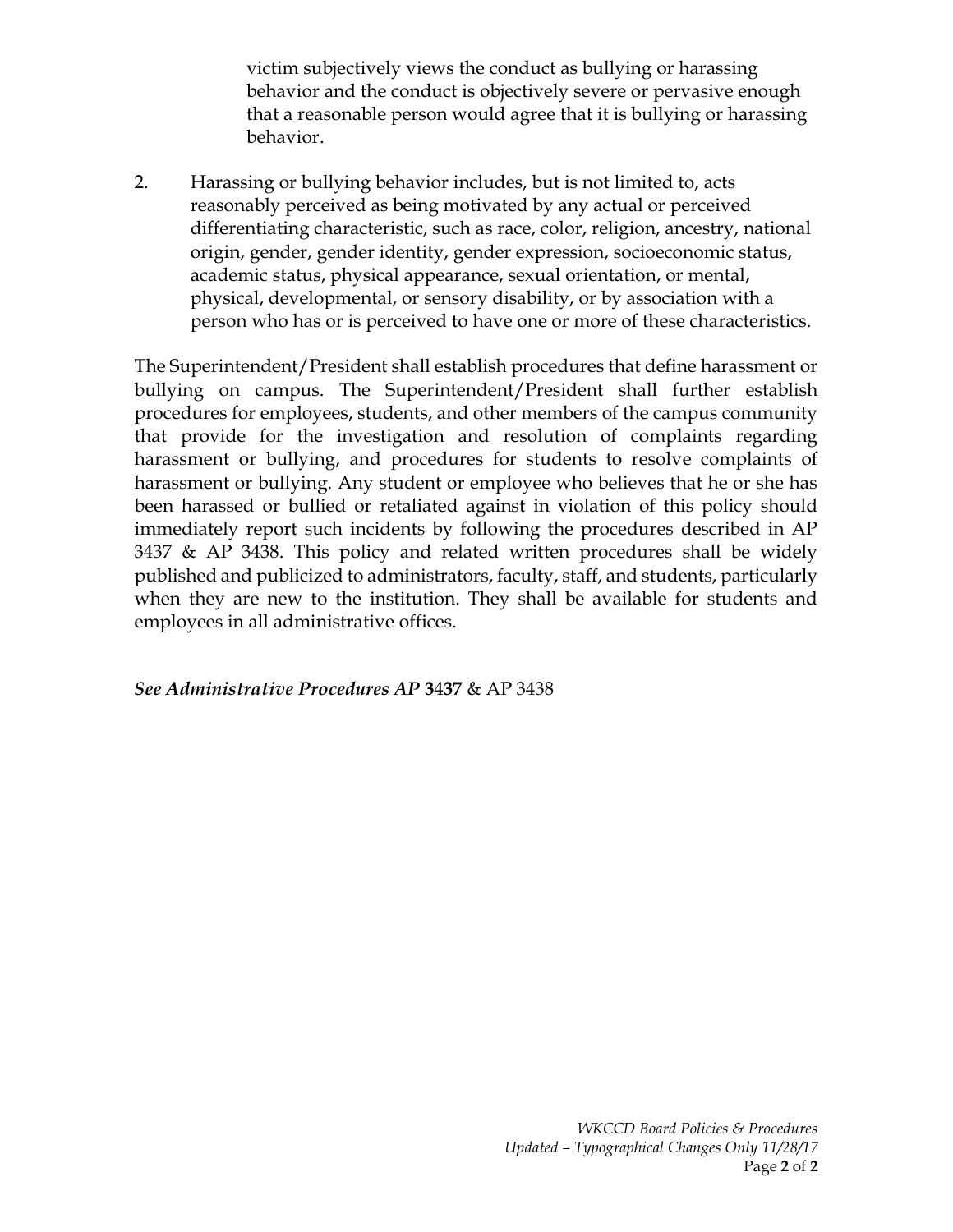victim subjectively views the conduct as bullying or harassing behavior and the conduct is objectively severe or pervasive enough that a reasonable person would agree that it is bullying or harassing behavior.

2. Harassing or bullying behavior includes, but is not limited to, acts reasonably perceived as being motivated by any actual or perceived differentiating characteristic, such as race, color, religion, ancestry, national origin, gender, gender identity, gender expression, socioeconomic status, academic status, physical appearance, sexual orientation, or mental, physical, developmental, or sensory disability, or by association with a person who has or is perceived to have one or more of these characteristics.

The Superintendent/President shall establish procedures that define harassment or bullying on campus. The Superintendent/President shall further establish procedures for employees, students, and other members of the campus community that provide for the investigation and resolution of complaints regarding harassment or bullying, and procedures for students to resolve complaints of harassment or bullying. Any student or employee who believes that he or she has been harassed or bullied or retaliated against in violation of this policy should immediately report such incidents by following the procedures described in AP 3437 & AP 3438. This policy and related written procedures shall be widely published and publicized to administrators, faculty, staff, and students, particularly when they are new to the institution. They shall be available for students and employees in all administrative offices.

***See Administrative Procedures AP* 3437** & AP 3438

*WKCCD Board Policies & Procedures*
*Updated – Typographical Changes Only 11/28/17*